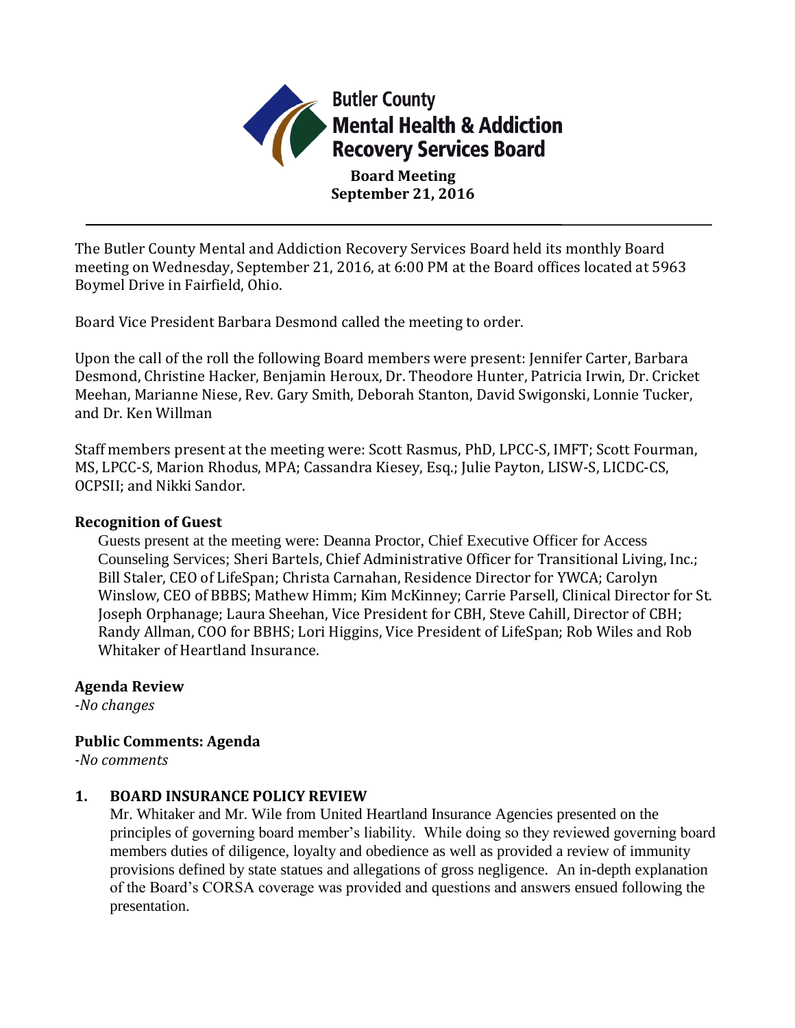# Butler County Mental Health & Addiction Recovery Services Board

**Board Meeting**
**September 21, 2016**

---

The Butler County Mental and Addiction Recovery Services Board held its monthly Board meeting on Wednesday, September 21, 2016, at 6:00 PM at the Board offices located at 5963 Boymel Drive in Fairfield, Ohio.

Board Vice President Barbara Desmond called the meeting to order.

Upon the call of the roll the following Board members were present: Jennifer Carter, Barbara Desmond, Christine Hacker, Benjamin Heroux, Dr. Theodore Hunter, Patricia Irwin, Dr. Cricket Meehan, Marianne Niese, Rev. Gary Smith, Deborah Stanton, David Swigonski, Lonnie Tucker, and Dr. Ken Willman

Staff members present at the meeting were: Scott Rasmus, PhD, LPCC-S, IMFT; Scott Fourman, MS, LPCC-S, Marion Rhodus, MPA; Cassandra Kiesey, Esq.; Julie Payton, LISW-S, LICDC-CS, OCPSII; and Nikki Sandor.

### Recognition of Guest

Guests present at the meeting were: Deanna Proctor, Chief Executive Officer for Access Counseling Services; Sheri Bartels, Chief Administrative Officer for Transitional Living, Inc.; Bill Staler, CEO of LifeSpan; Christa Carnahan, Residence Director for YWCA; Carolyn Winslow, CEO of BBBS; Mathew Himm; Kim McKinney; Carrie Parsell, Clinical Director for St. Joseph Orphanage; Laura Sheehan, Vice President for CBH, Steve Cahill, Director of CBH; Randy Allman, COO for BBHS; Lori Higgins, Vice President of LifeSpan; Rob Wiles and Rob Whitaker of Heartland Insurance.

### Agenda Review

*-No changes*

### Public Comments: Agenda

*-No comments*

### 1. BOARD INSURANCE POLICY REVIEW

Mr. Whitaker and Mr. Wile from United Heartland Insurance Agencies presented on the principles of governing board member's liability. While doing so they reviewed governing board members duties of diligence, loyalty and obedience as well as provided a review of immunity provisions defined by state statues and allegations of gross negligence. An in-depth explanation of the Board's CORSA coverage was provided and questions and answers ensued following the presentation.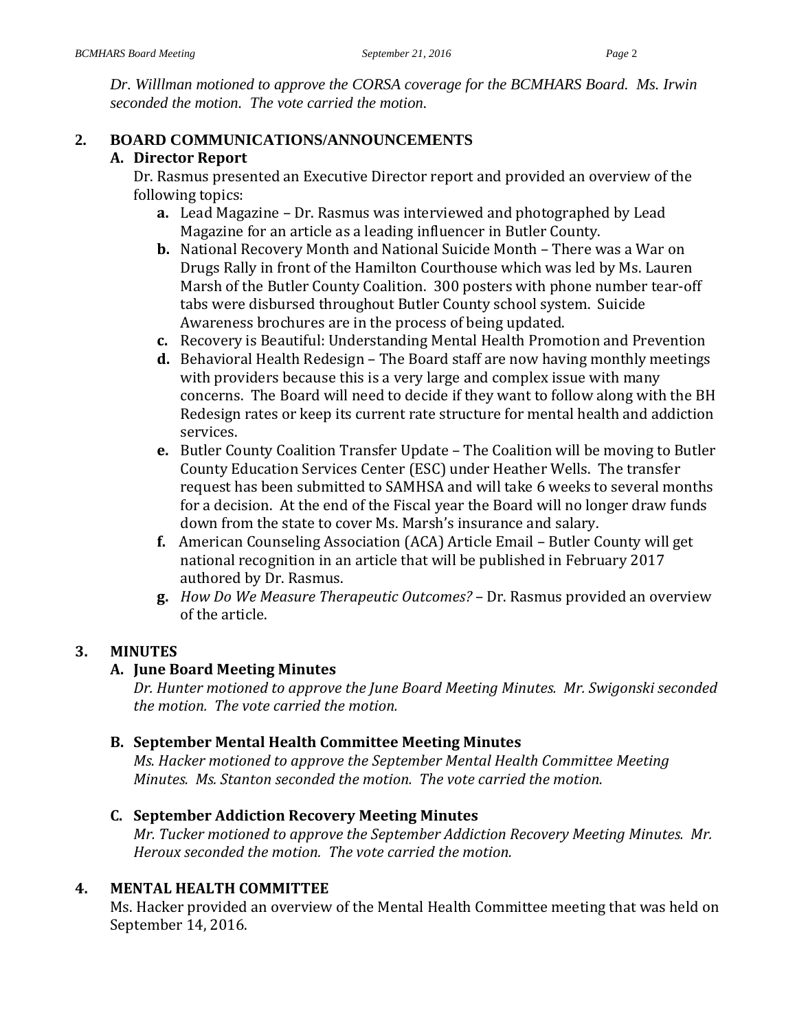*Dr. Willlman motioned to approve the CORSA coverage for the BCMHARS Board. Ms. Irwin seconded the motion. The vote carried the motion.*

## 2. BOARD COMMUNICATIONS/ANNOUNCEMENTS

### A. Director Report

Dr. Rasmus presented an Executive Director report and provided an overview of the following topics:

- **a.** Lead Magazine – Dr. Rasmus was interviewed and photographed by Lead Magazine for an article as a leading influencer in Butler County.
- **b.** National Recovery Month and National Suicide Month – There was a War on Drugs Rally in front of the Hamilton Courthouse which was led by Ms. Lauren Marsh of the Butler County Coalition. 300 posters with phone number tear-off tabs were disbursed throughout Butler County school system. Suicide Awareness brochures are in the process of being updated.
- **c.** Recovery is Beautiful: Understanding Mental Health Promotion and Prevention
- **d.** Behavioral Health Redesign – The Board staff are now having monthly meetings with providers because this is a very large and complex issue with many concerns. The Board will need to decide if they want to follow along with the BH Redesign rates or keep its current rate structure for mental health and addiction services.
- **e.** Butler County Coalition Transfer Update – The Coalition will be moving to Butler County Education Services Center (ESC) under Heather Wells. The transfer request has been submitted to SAMHSA and will take 6 weeks to several months for a decision. At the end of the Fiscal year the Board will no longer draw funds down from the state to cover Ms. Marsh's insurance and salary.
- **f.** American Counseling Association (ACA) Article Email – Butler County will get national recognition in an article that will be published in February 2017 authored by Dr. Rasmus.
- **g.** *How Do We Measure Therapeutic Outcomes?* – Dr. Rasmus provided an overview of the article.

## 3. MINUTES

### A. June Board Meeting Minutes

*Dr. Hunter motioned to approve the June Board Meeting Minutes. Mr. Swigonski seconded the motion. The vote carried the motion.*

### B. September Mental Health Committee Meeting Minutes

*Ms. Hacker motioned to approve the September Mental Health Committee Meeting Minutes. Ms. Stanton seconded the motion. The vote carried the motion.*

### C. September Addiction Recovery Meeting Minutes

*Mr. Tucker motioned to approve the September Addiction Recovery Meeting Minutes. Mr. Heroux seconded the motion. The vote carried the motion.*

## 4. MENTAL HEALTH COMMITTEE

Ms. Hacker provided an overview of the Mental Health Committee meeting that was held on September 14, 2016.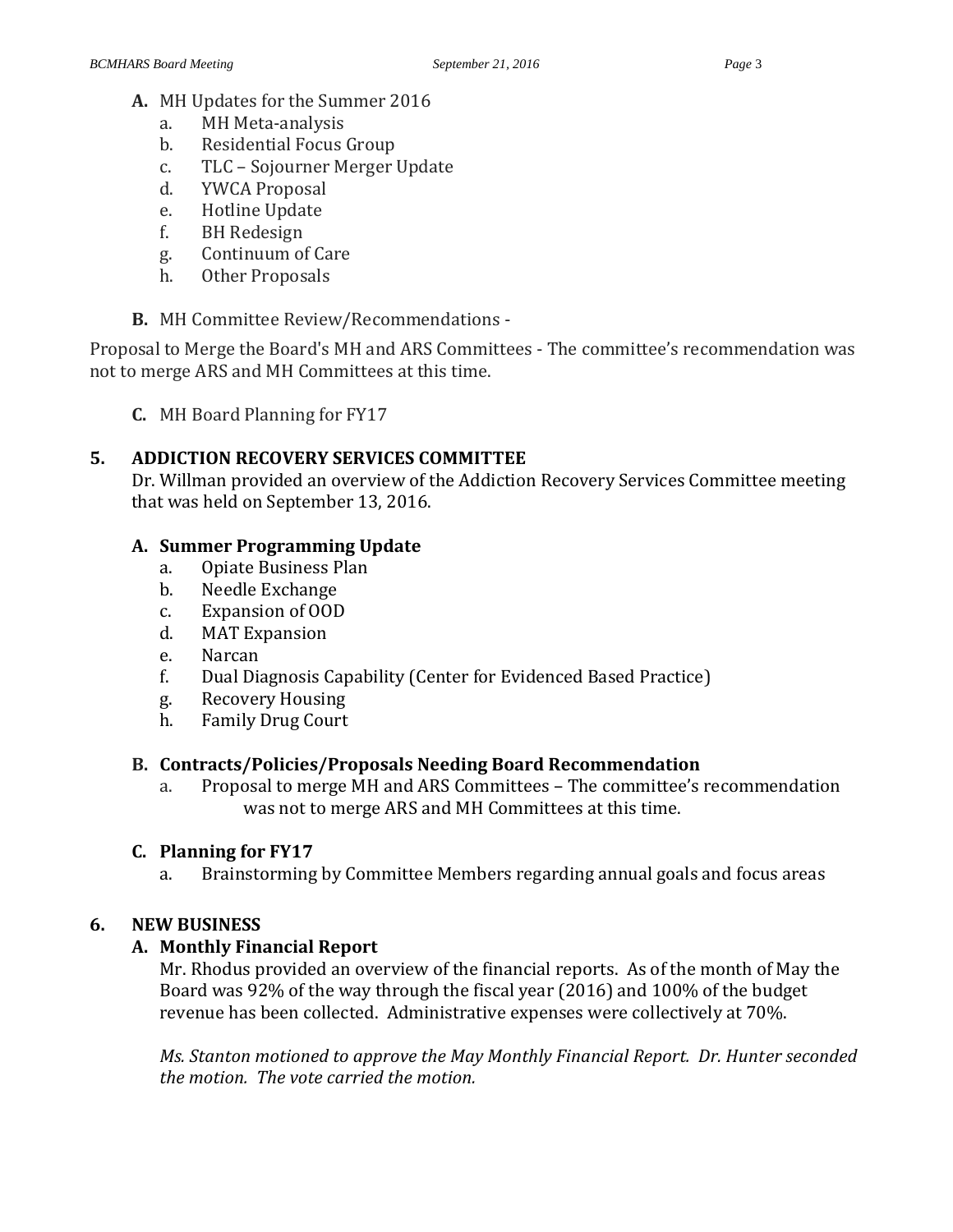**A.** MH Updates for the Summer 2016

a. MH Meta-analysis
b. Residential Focus Group
c. TLC – Sojourner Merger Update
d. YWCA Proposal
e. Hotline Update
f. BH Redesign
g. Continuum of Care
h. Other Proposals

**B.** MH Committee Review/Recommendations -

Proposal to Merge the Board's MH and ARS Committees - The committee's recommendation was not to merge ARS and MH Committees at this time.

**C.** MH Board Planning for FY17

## 5. ADDICTION RECOVERY SERVICES COMMITTEE

Dr. Willman provided an overview of the Addiction Recovery Services Committee meeting that was held on September 13, 2016.

### A. Summer Programming Update

a. Opiate Business Plan
b. Needle Exchange
c. Expansion of OOD
d. MAT Expansion
e. Narcan
f. Dual Diagnosis Capability (Center for Evidenced Based Practice)
g. Recovery Housing
h. Family Drug Court

### B. Contracts/Policies/Proposals Needing Board Recommendation

a. Proposal to merge MH and ARS Committees – The committee's recommendation was not to merge ARS and MH Committees at this time.

### C. Planning for FY17

a. Brainstorming by Committee Members regarding annual goals and focus areas

## 6. NEW BUSINESS

### A. Monthly Financial Report

Mr. Rhodus provided an overview of the financial reports. As of the month of May the Board was 92% of the way through the fiscal year (2016) and 100% of the budget revenue has been collected. Administrative expenses were collectively at 70%.

*Ms. Stanton motioned to approve the May Monthly Financial Report. Dr. Hunter seconded the motion. The vote carried the motion.*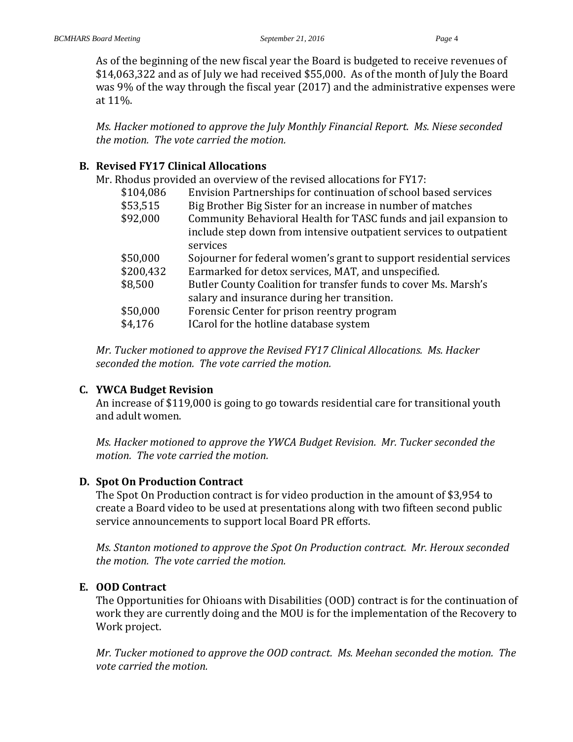As of the beginning of the new fiscal year the Board is budgeted to receive revenues of $14,063,322 and as of July we had received $55,000. As of the month of July the Board was 9% of the way through the fiscal year (2017) and the administrative expenses were at 11%.

*Ms. Hacker motioned to approve the July Monthly Financial Report. Ms. Niese seconded the motion. The vote carried the motion.*

**B. Revised FY17 Clinical Allocations**

Mr. Rhodus provided an overview of the revised allocations for FY17:

| | |
|---|---|
| $104,086 | Envision Partnerships for continuation of school based services |
| $53,515 | Big Brother Big Sister for an increase in number of matches |
| $92,000 | Community Behavioral Health for TASC funds and jail expansion to include step down from intensive outpatient services to outpatient services |
| $50,000 | Sojourner for federal women's grant to support residential services |
| $200,432 | Earmarked for detox services, MAT, and unspecified. |
| $8,500 | Butler County Coalition for transfer funds to cover Ms. Marsh's salary and insurance during her transition. |
| $50,000 | Forensic Center for prison reentry program |
| $4,176 | ICarol for the hotline database system |

*Mr. Tucker motioned to approve the Revised FY17 Clinical Allocations. Ms. Hacker seconded the motion. The vote carried the motion.*

**C. YWCA Budget Revision**

An increase of $119,000 is going to go towards residential care for transitional youth and adult women.

*Ms. Hacker motioned to approve the YWCA Budget Revision. Mr. Tucker seconded the motion. The vote carried the motion.*

**D. Spot On Production Contract**

The Spot On Production contract is for video production in the amount of $3,954 to create a Board video to be used at presentations along with two fifteen second public service announcements to support local Board PR efforts.

*Ms. Stanton motioned to approve the Spot On Production contract. Mr. Heroux seconded the motion. The vote carried the motion.*

**E. OOD Contract**

The Opportunities for Ohioans with Disabilities (OOD) contract is for the continuation of work they are currently doing and the MOU is for the implementation of the Recovery to Work project.

*Mr. Tucker motioned to approve the OOD contract. Ms. Meehan seconded the motion. The vote carried the motion.*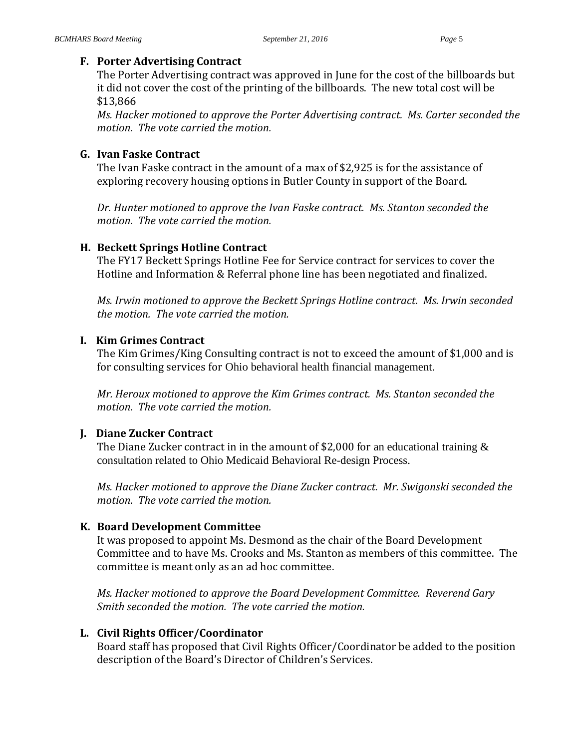**F. Porter Advertising Contract**

The Porter Advertising contract was approved in June for the cost of the billboards but it did not cover the cost of the printing of the billboards. The new total cost will be $13,866

*Ms. Hacker motioned to approve the Porter Advertising contract. Ms. Carter seconded the motion. The vote carried the motion.*

**G. Ivan Faske Contract**

The Ivan Faske contract in the amount of a max of $2,925 is for the assistance of exploring recovery housing options in Butler County in support of the Board.

*Dr. Hunter motioned to approve the Ivan Faske contract. Ms. Stanton seconded the motion. The vote carried the motion.*

**H. Beckett Springs Hotline Contract**

The FY17 Beckett Springs Hotline Fee for Service contract for services to cover the Hotline and Information & Referral phone line has been negotiated and finalized.

*Ms. Irwin motioned to approve the Beckett Springs Hotline contract. Ms. Irwin seconded the motion. The vote carried the motion.*

**I. Kim Grimes Contract**

The Kim Grimes/King Consulting contract is not to exceed the amount of $1,000 and is for consulting services for Ohio behavioral health financial management.

*Mr. Heroux motioned to approve the Kim Grimes contract. Ms. Stanton seconded the motion. The vote carried the motion.*

**J. Diane Zucker Contract**

The Diane Zucker contract in in the amount of $2,000 for an educational training & consultation related to Ohio Medicaid Behavioral Re-design Process.

*Ms. Hacker motioned to approve the Diane Zucker contract. Mr. Swigonski seconded the motion. The vote carried the motion.*

**K. Board Development Committee**

It was proposed to appoint Ms. Desmond as the chair of the Board Development Committee and to have Ms. Crooks and Ms. Stanton as members of this committee. The committee is meant only as an ad hoc committee.

*Ms. Hacker motioned to approve the Board Development Committee. Reverend Gary Smith seconded the motion. The vote carried the motion.*

**L. Civil Rights Officer/Coordinator**

Board staff has proposed that Civil Rights Officer/Coordinator be added to the position description of the Board's Director of Children's Services.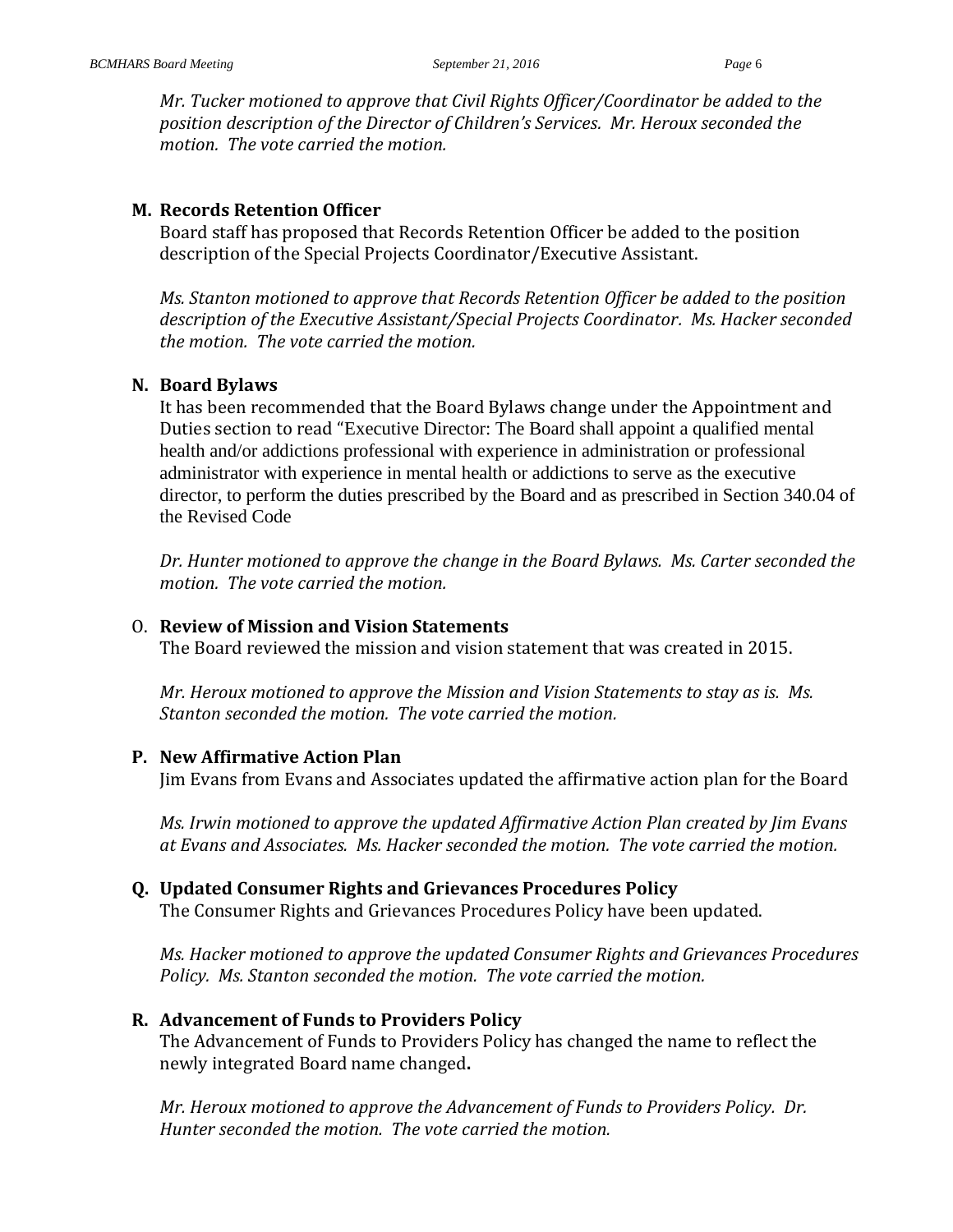*Mr. Tucker motioned to approve that Civil Rights Officer/Coordinator be added to the position description of the Director of Children's Services. Mr. Heroux seconded the motion. The vote carried the motion.*

**M. Records Retention Officer**

Board staff has proposed that Records Retention Officer be added to the position description of the Special Projects Coordinator/Executive Assistant.

*Ms. Stanton motioned to approve that Records Retention Officer be added to the position description of the Executive Assistant/Special Projects Coordinator. Ms. Hacker seconded the motion. The vote carried the motion.*

**N. Board Bylaws**

It has been recommended that the Board Bylaws change under the Appointment and Duties section to read "Executive Director: The Board shall appoint a qualified mental health and/or addictions professional with experience in administration or professional administrator with experience in mental health or addictions to serve as the executive director, to perform the duties prescribed by the Board and as prescribed in Section 340.04 of the Revised Code

*Dr. Hunter motioned to approve the change in the Board Bylaws. Ms. Carter seconded the motion. The vote carried the motion.*

O. **Review of Mission and Vision Statements**

The Board reviewed the mission and vision statement that was created in 2015.

*Mr. Heroux motioned to approve the Mission and Vision Statements to stay as is. Ms. Stanton seconded the motion. The vote carried the motion.*

**P. New Affirmative Action Plan**

Jim Evans from Evans and Associates updated the affirmative action plan for the Board

*Ms. Irwin motioned to approve the updated Affirmative Action Plan created by Jim Evans at Evans and Associates. Ms. Hacker seconded the motion. The vote carried the motion.*

**Q. Updated Consumer Rights and Grievances Procedures Policy**

The Consumer Rights and Grievances Procedures Policy have been updated.

*Ms. Hacker motioned to approve the updated Consumer Rights and Grievances Procedures Policy. Ms. Stanton seconded the motion. The vote carried the motion.*

**R. Advancement of Funds to Providers Policy**

The Advancement of Funds to Providers Policy has changed the name to reflect the newly integrated Board name changed**.**

*Mr. Heroux motioned to approve the Advancement of Funds to Providers Policy. Dr. Hunter seconded the motion. The vote carried the motion.*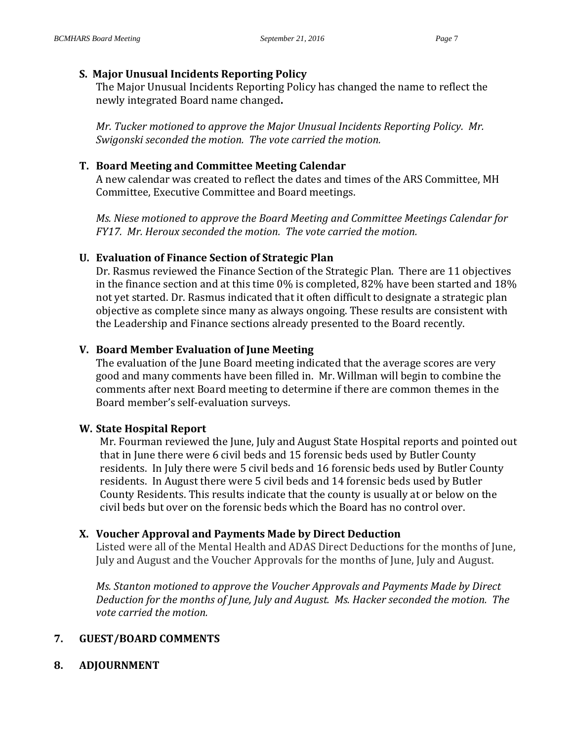### S. Major Unusual Incidents Reporting Policy

The Major Unusual Incidents Reporting Policy has changed the name to reflect the newly integrated Board name changed**.**

*Mr. Tucker motioned to approve the Major Unusual Incidents Reporting Policy. Mr. Swigonski seconded the motion. The vote carried the motion.*

### T. Board Meeting and Committee Meeting Calendar

A new calendar was created to reflect the dates and times of the ARS Committee, MH Committee, Executive Committee and Board meetings.

*Ms. Niese motioned to approve the Board Meeting and Committee Meetings Calendar for FY17. Mr. Heroux seconded the motion. The vote carried the motion.*

### U. Evaluation of Finance Section of Strategic Plan

Dr. Rasmus reviewed the Finance Section of the Strategic Plan. There are 11 objectives in the finance section and at this time 0% is completed, 82% have been started and 18% not yet started. Dr. Rasmus indicated that it often difficult to designate a strategic plan objective as complete since many as always ongoing. These results are consistent with the Leadership and Finance sections already presented to the Board recently.

### V. Board Member Evaluation of June Meeting

The evaluation of the June Board meeting indicated that the average scores are very good and many comments have been filled in. Mr. Willman will begin to combine the comments after next Board meeting to determine if there are common themes in the Board member's self-evaluation surveys.

### W. State Hospital Report

Mr. Fourman reviewed the June, July and August State Hospital reports and pointed out that in June there were 6 civil beds and 15 forensic beds used by Butler County residents. In July there were 5 civil beds and 16 forensic beds used by Butler County residents. In August there were 5 civil beds and 14 forensic beds used by Butler County Residents. This results indicate that the county is usually at or below on the civil beds but over on the forensic beds which the Board has no control over.

### X. Voucher Approval and Payments Made by Direct Deduction

Listed were all of the Mental Health and ADAS Direct Deductions for the months of June, July and August and the Voucher Approvals for the months of June, July and August.

*Ms. Stanton motioned to approve the Voucher Approvals and Payments Made by Direct Deduction for the months of June, July and August. Ms. Hacker seconded the motion. The vote carried the motion.*

## 7. GUEST/BOARD COMMENTS

## 8. ADJOURNMENT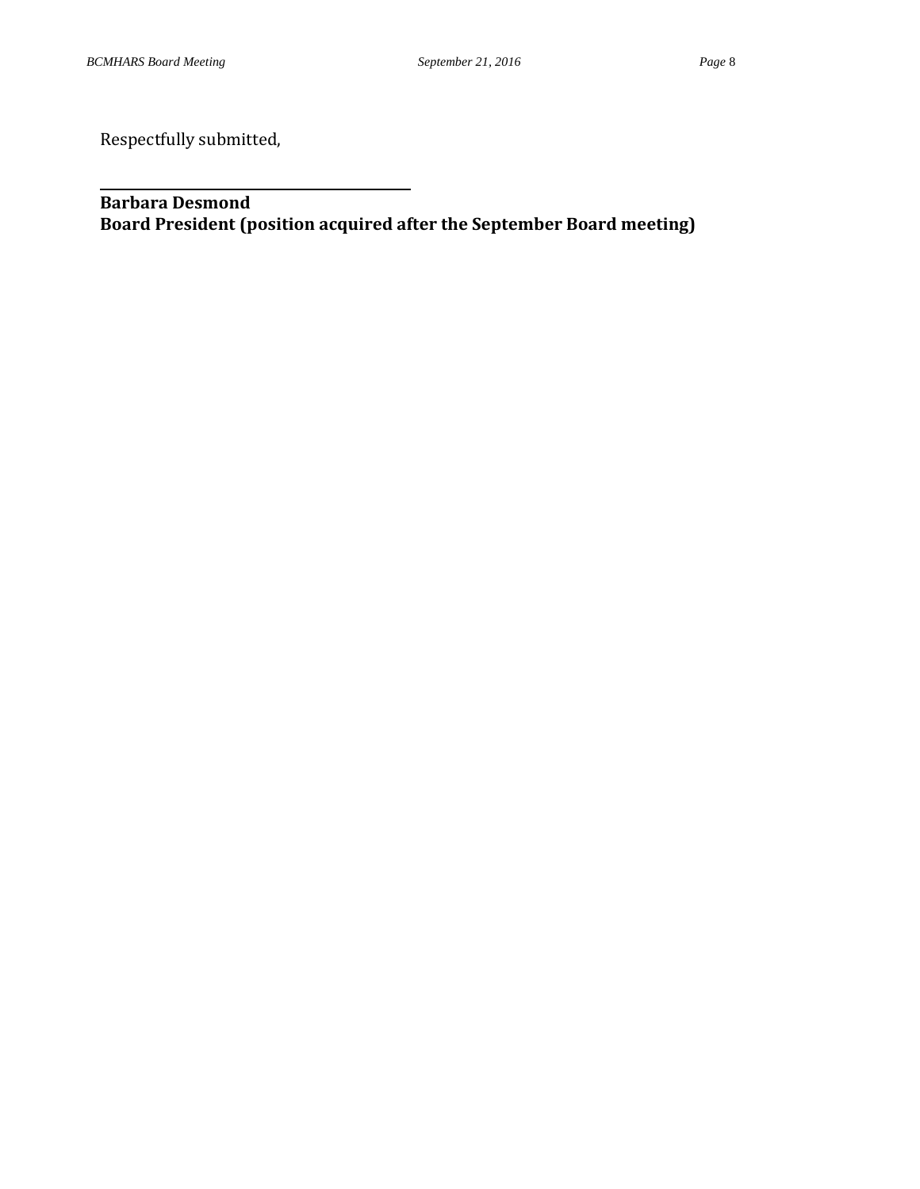Respectfully submitted,

\_\_\_\_\_\_\_\_\_\_\_\_\_\_\_\_\_\_\_\_\_\_\_\_\_\_\_\_\_\_\_\_\_\_\_\_\_\_\_\_

**Barbara Desmond**
**Board President (position acquired after the September Board meeting)**